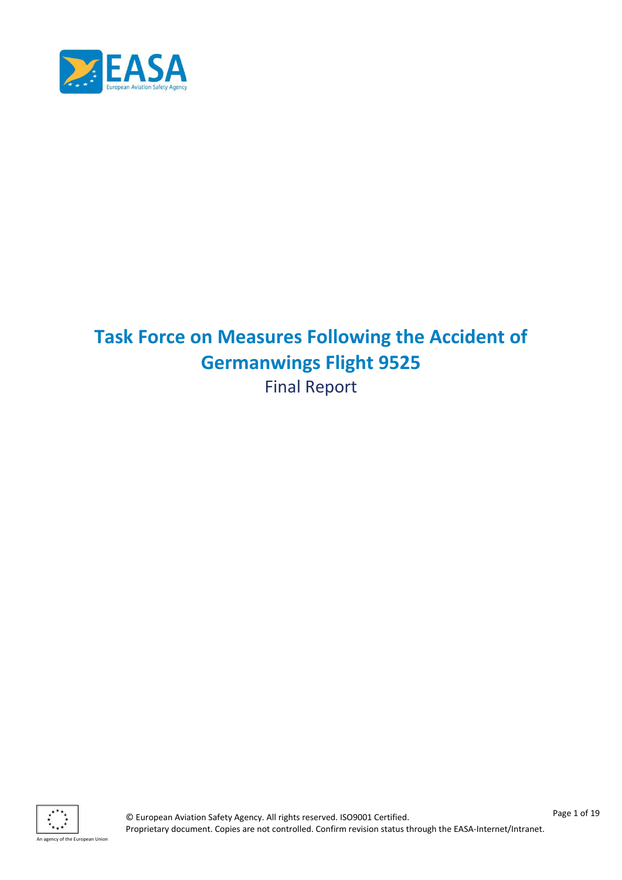# Task Force on Measures Following the Accident of Germanwings Flight 9525

Final Report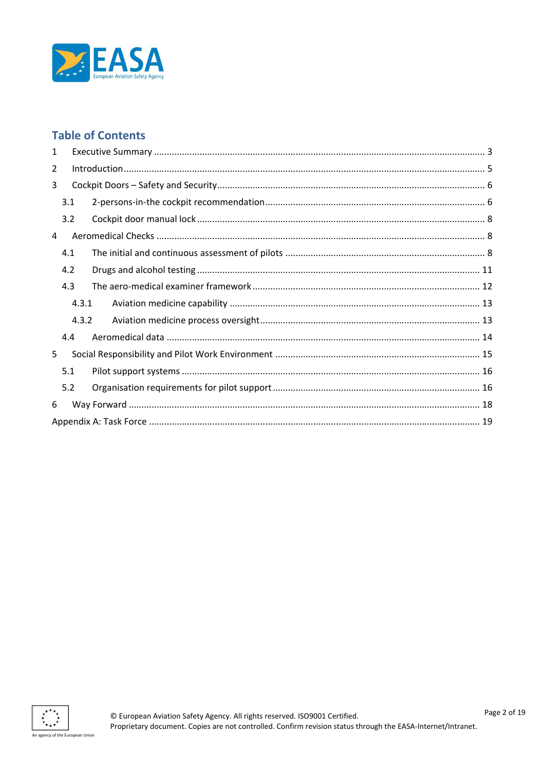## Table of Contents

1 Executive Summary ........ 3

2 Introduction ........ 5

3 Cockpit Doors – Safety and Security ........ 6

- 3.1 2-persons-in-the cockpit recommendation ........ 6
- 3.2 Cockpit door manual lock ........ 8

4 Aeromedical Checks ........ 8

- 4.1 The initial and continuous assessment of pilots ........ 8
- 4.2 Drugs and alcohol testing ........ 11
- 4.3 The aero-medical examiner framework ........ 12
  - 4.3.1 Aviation medicine capability ........ 13
  - 4.3.2 Aviation medicine process oversight ........ 13
- 4.4 Aeromedical data ........ 14

5 Social Responsibility and Pilot Work Environment ........ 15

- 5.1 Pilot support systems ........ 16
- 5.2 Organisation requirements for pilot support ........ 16

6 Way Forward ........ 18

Appendix A: Task Force ........ 19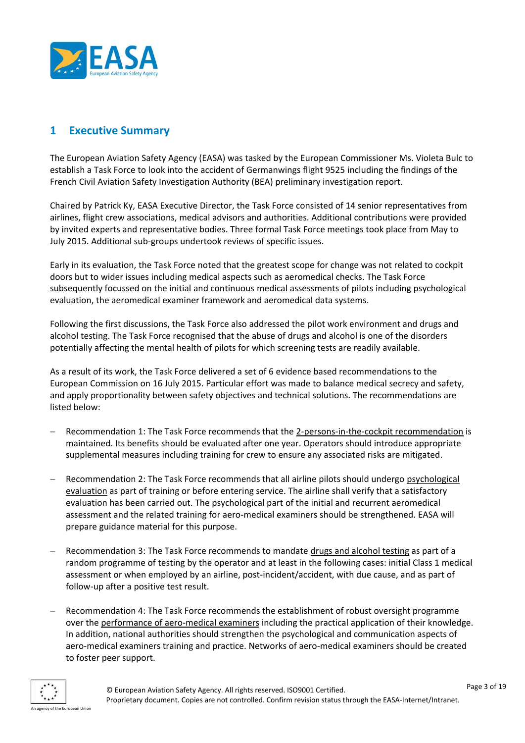## 1 Executive Summary

The European Aviation Safety Agency (EASA) was tasked by the European Commissioner Ms. Violeta Bulc to establish a Task Force to look into the accident of Germanwings flight 9525 including the findings of the French Civil Aviation Safety Investigation Authority (BEA) preliminary investigation report.

Chaired by Patrick Ky, EASA Executive Director, the Task Force consisted of 14 senior representatives from airlines, flight crew associations, medical advisors and authorities. Additional contributions were provided by invited experts and representative bodies. Three formal Task Force meetings took place from May to July 2015. Additional sub-groups undertook reviews of specific issues.

Early in its evaluation, the Task Force noted that the greatest scope for change was not related to cockpit doors but to wider issues including medical aspects such as aeromedical checks. The Task Force subsequently focussed on the initial and continuous medical assessments of pilots including psychological evaluation, the aeromedical examiner framework and aeromedical data systems.

Following the first discussions, the Task Force also addressed the pilot work environment and drugs and alcohol testing. The Task Force recognised that the abuse of drugs and alcohol is one of the disorders potentially affecting the mental health of pilots for which screening tests are readily available.

As a result of its work, the Task Force delivered a set of 6 evidence based recommendations to the European Commission on 16 July 2015. Particular effort was made to balance medical secrecy and safety, and apply proportionality between safety objectives and technical solutions. The recommendations are listed below:

- Recommendation 1: The Task Force recommends that the 2-persons-in-the-cockpit recommendation is maintained. Its benefits should be evaluated after one year. Operators should introduce appropriate supplemental measures including training for crew to ensure any associated risks are mitigated.
- Recommendation 2: The Task Force recommends that all airline pilots should undergo psychological evaluation as part of training or before entering service. The airline shall verify that a satisfactory evaluation has been carried out. The psychological part of the initial and recurrent aeromedical assessment and the related training for aero-medical examiners should be strengthened. EASA will prepare guidance material for this purpose.
- Recommendation 3: The Task Force recommends to mandate drugs and alcohol testing as part of a random programme of testing by the operator and at least in the following cases: initial Class 1 medical assessment or when employed by an airline, post-incident/accident, with due cause, and as part of follow-up after a positive test result.
- Recommendation 4: The Task Force recommends the establishment of robust oversight programme over the performance of aero-medical examiners including the practical application of their knowledge. In addition, national authorities should strengthen the psychological and communication aspects of aero-medical examiners training and practice. Networks of aero-medical examiners should be created to foster peer support.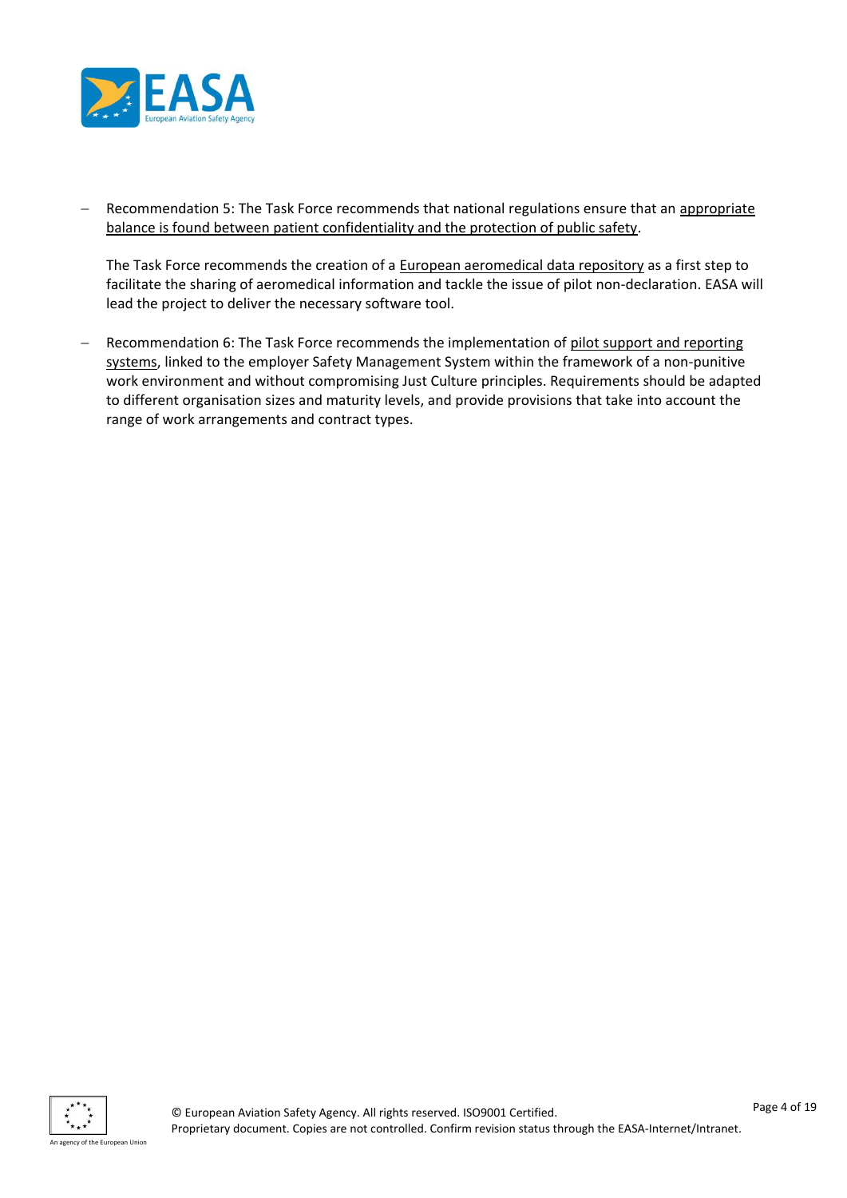- Recommendation 5: The Task Force recommends that national regulations ensure that an appropriate balance is found between patient confidentiality and the protection of public safety.

  The Task Force recommends the creation of a European aeromedical data repository as a first step to facilitate the sharing of aeromedical information and tackle the issue of pilot non-declaration. EASA will lead the project to deliver the necessary software tool.

- Recommendation 6: The Task Force recommends the implementation of pilot support and reporting systems, linked to the employer Safety Management System within the framework of a non-punitive work environment and without compromising Just Culture principles. Requirements should be adapted to different organisation sizes and maturity levels, and provide provisions that take into account the range of work arrangements and contract types.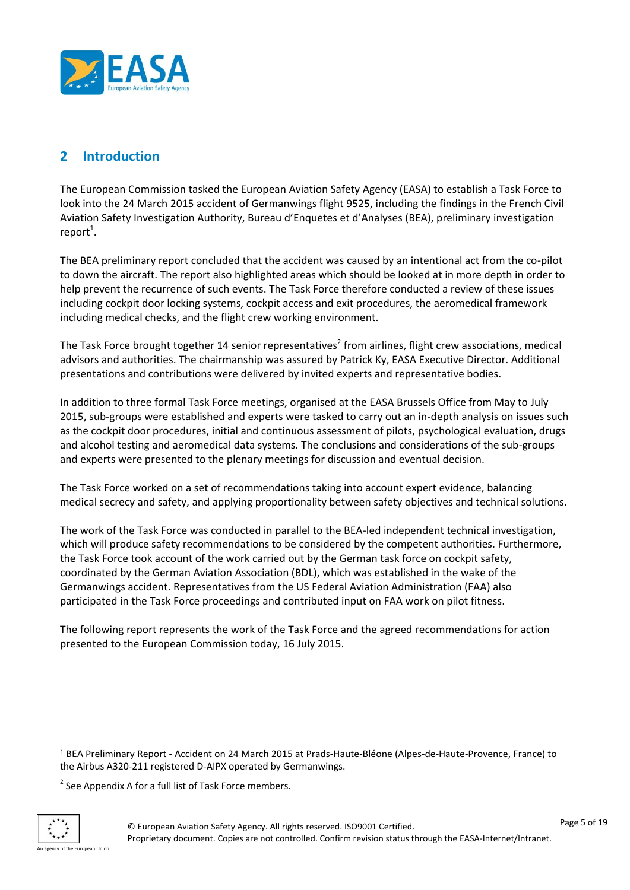## 2 Introduction

The European Commission tasked the European Aviation Safety Agency (EASA) to establish a Task Force to look into the 24 March 2015 accident of Germanwings flight 9525, including the findings in the French Civil Aviation Safety Investigation Authority, Bureau d'Enquetes et d'Analyses (BEA), preliminary investigation report[1].

The BEA preliminary report concluded that the accident was caused by an intentional act from the co-pilot to down the aircraft. The report also highlighted areas which should be looked at in more depth in order to help prevent the recurrence of such events. The Task Force therefore conducted a review of these issues including cockpit door locking systems, cockpit access and exit procedures, the aeromedical framework including medical checks, and the flight crew working environment.

The Task Force brought together 14 senior representatives[2] from airlines, flight crew associations, medical advisors and authorities. The chairmanship was assured by Patrick Ky, EASA Executive Director. Additional presentations and contributions were delivered by invited experts and representative bodies.

In addition to three formal Task Force meetings, organised at the EASA Brussels Office from May to July 2015, sub-groups were established and experts were tasked to carry out an in-depth analysis on issues such as the cockpit door procedures, initial and continuous assessment of pilots, psychological evaluation, drugs and alcohol testing and aeromedical data systems. The conclusions and considerations of the sub-groups and experts were presented to the plenary meetings for discussion and eventual decision.

The Task Force worked on a set of recommendations taking into account expert evidence, balancing medical secrecy and safety, and applying proportionality between safety objectives and technical solutions.

The work of the Task Force was conducted in parallel to the BEA-led independent technical investigation, which will produce safety recommendations to be considered by the competent authorities. Furthermore, the Task Force took account of the work carried out by the German task force on cockpit safety, coordinated by the German Aviation Association (BDL), which was established in the wake of the Germanwings accident. Representatives from the US Federal Aviation Administration (FAA) also participated in the Task Force proceedings and contributed input on FAA work on pilot fitness.

The following report represents the work of the Task Force and the agreed recommendations for action presented to the European Commission today, 16 July 2015.

---

[1] BEA Preliminary Report - Accident on 24 March 2015 at Prads-Haute-Bléone (Alpes-de-Haute-Provence, France) to the Airbus A320-211 registered D-AIPX operated by Germanwings.

[2] See Appendix A for a full list of Task Force members.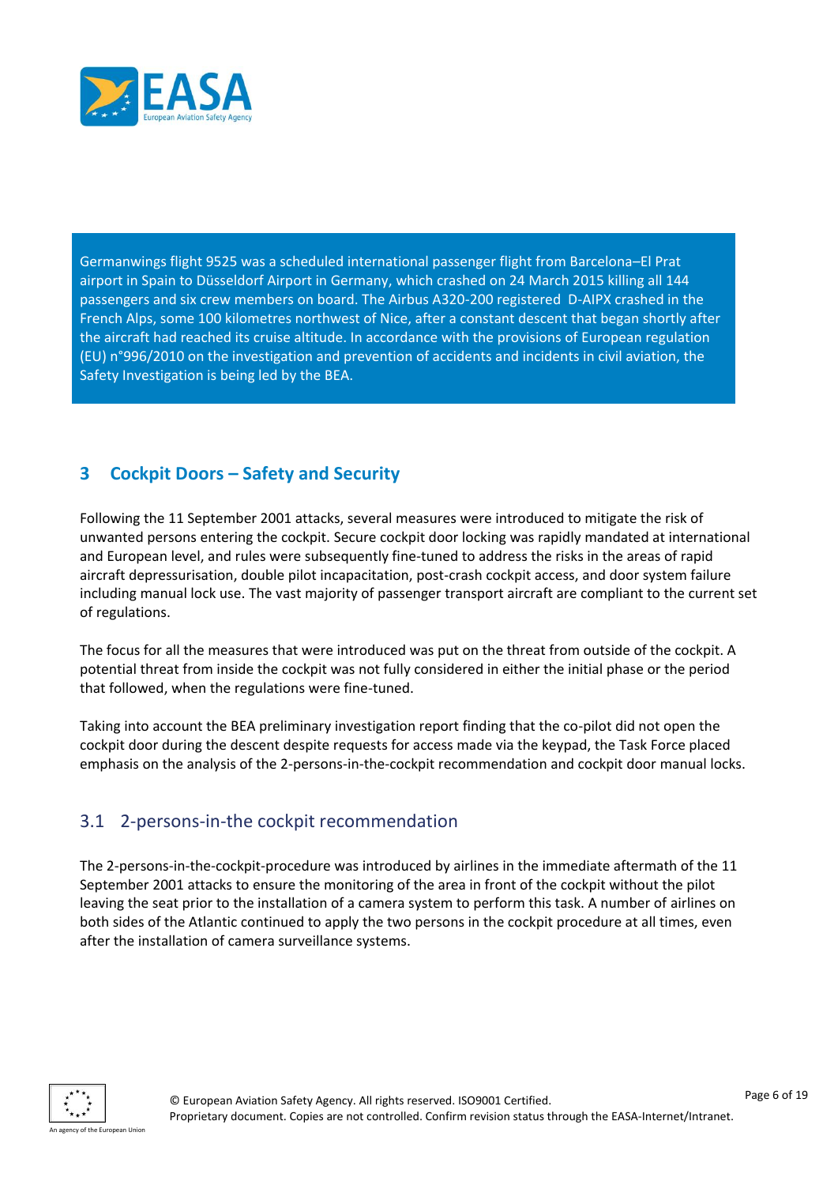Germanwings flight 9525 was a scheduled international passenger flight from Barcelona–El Prat airport in Spain to Düsseldorf Airport in Germany, which crashed on 24 March 2015 killing all 144 passengers and six crew members on board. The Airbus A320-200 registered D-AIPX crashed in the French Alps, some 100 kilometres northwest of Nice, after a constant descent that began shortly after the aircraft had reached its cruise altitude. In accordance with the provisions of European regulation (EU) n°996/2010 on the investigation and prevention of accidents and incidents in civil aviation, the Safety Investigation is being led by the BEA.

## 3 Cockpit Doors – Safety and Security

Following the 11 September 2001 attacks, several measures were introduced to mitigate the risk of unwanted persons entering the cockpit. Secure cockpit door locking was rapidly mandated at international and European level, and rules were subsequently fine-tuned to address the risks in the areas of rapid aircraft depressurisation, double pilot incapacitation, post-crash cockpit access, and door system failure including manual lock use. The vast majority of passenger transport aircraft are compliant to the current set of regulations.

The focus for all the measures that were introduced was put on the threat from outside of the cockpit. A potential threat from inside the cockpit was not fully considered in either the initial phase or the period that followed, when the regulations were fine-tuned.

Taking into account the BEA preliminary investigation report finding that the co-pilot did not open the cockpit door during the descent despite requests for access made via the keypad, the Task Force placed emphasis on the analysis of the 2-persons-in-the-cockpit recommendation and cockpit door manual locks.

### 3.1 2-persons-in-the cockpit recommendation

The 2-persons-in-the-cockpit-procedure was introduced by airlines in the immediate aftermath of the 11 September 2001 attacks to ensure the monitoring of the area in front of the cockpit without the pilot leaving the seat prior to the installation of a camera system to perform this task. A number of airlines on both sides of the Atlantic continued to apply the two persons in the cockpit procedure at all times, even after the installation of camera surveillance systems.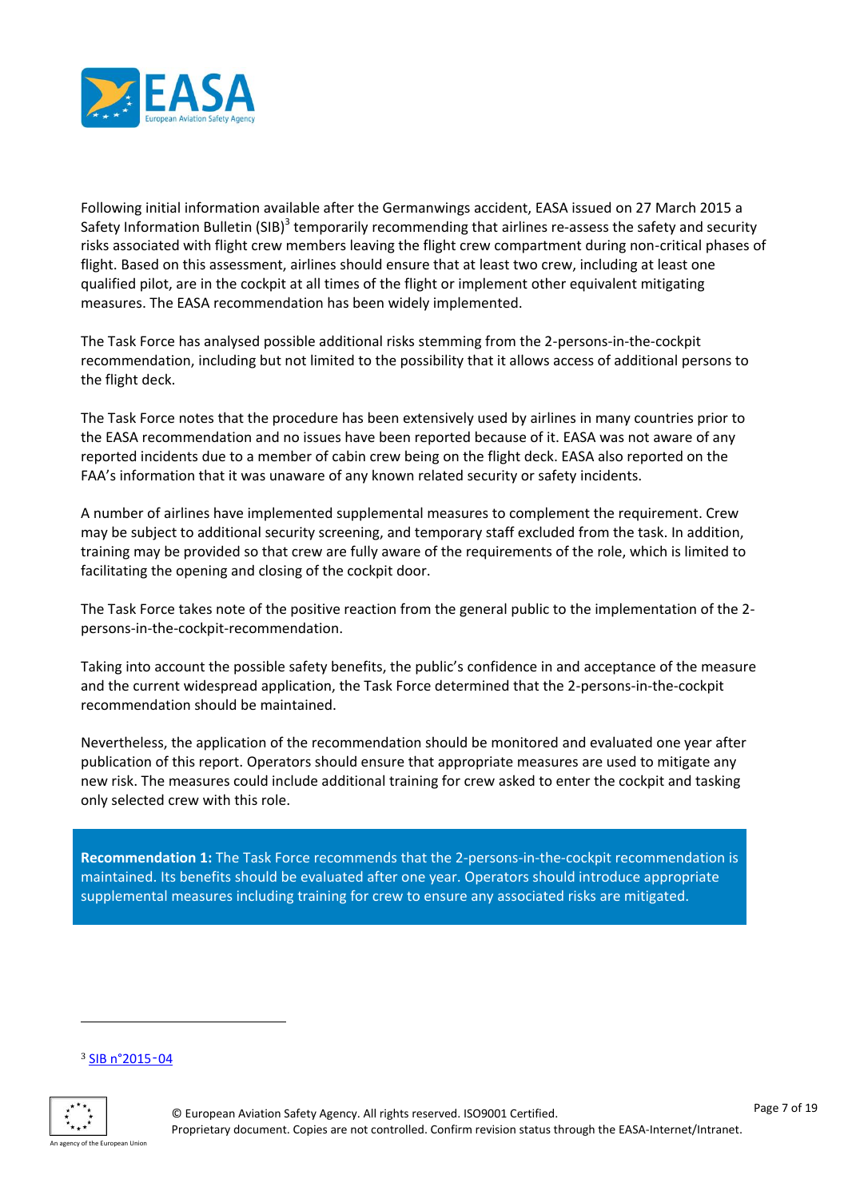Following initial information available after the Germanwings accident, EASA issued on 27 March 2015 a Safety Information Bulletin (SIB)[3] temporarily recommending that airlines re-assess the safety and security risks associated with flight crew members leaving the flight crew compartment during non-critical phases of flight. Based on this assessment, airlines should ensure that at least two crew, including at least one qualified pilot, are in the cockpit at all times of the flight or implement other equivalent mitigating measures. The EASA recommendation has been widely implemented.

The Task Force has analysed possible additional risks stemming from the 2-persons-in-the-cockpit recommendation, including but not limited to the possibility that it allows access of additional persons to the flight deck.

The Task Force notes that the procedure has been extensively used by airlines in many countries prior to the EASA recommendation and no issues have been reported because of it. EASA was not aware of any reported incidents due to a member of cabin crew being on the flight deck. EASA also reported on the FAA's information that it was unaware of any known related security or safety incidents.

A number of airlines have implemented supplemental measures to complement the requirement. Crew may be subject to additional security screening, and temporary staff excluded from the task. In addition, training may be provided so that crew are fully aware of the requirements of the role, which is limited to facilitating the opening and closing of the cockpit door.

The Task Force takes note of the positive reaction from the general public to the implementation of the 2-persons-in-the-cockpit-recommendation.

Taking into account the possible safety benefits, the public's confidence in and acceptance of the measure and the current widespread application, the Task Force determined that the 2-persons-in-the-cockpit recommendation should be maintained.

Nevertheless, the application of the recommendation should be monitored and evaluated one year after publication of this report. Operators should ensure that appropriate measures are used to mitigate any new risk. The measures could include additional training for crew asked to enter the cockpit and tasking only selected crew with this role.

> **Recommendation 1:** The Task Force recommends that the 2-persons-in-the-cockpit recommendation is maintained. Its benefits should be evaluated after one year. Operators should introduce appropriate supplemental measures including training for crew to ensure any associated risks are mitigated.

---

[3] SIB n°2015-04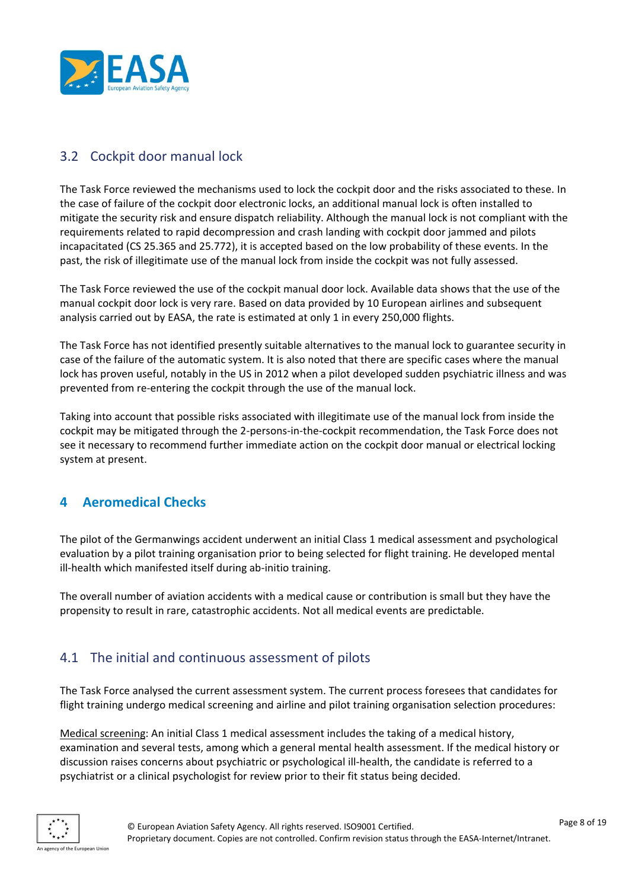## 3.2 Cockpit door manual lock

The Task Force reviewed the mechanisms used to lock the cockpit door and the risks associated to these. In the case of failure of the cockpit door electronic locks, an additional manual lock is often installed to mitigate the security risk and ensure dispatch reliability. Although the manual lock is not compliant with the requirements related to rapid decompression and crash landing with cockpit door jammed and pilots incapacitated (CS 25.365 and 25.772), it is accepted based on the low probability of these events. In the past, the risk of illegitimate use of the manual lock from inside the cockpit was not fully assessed.

The Task Force reviewed the use of the cockpit manual door lock. Available data shows that the use of the manual cockpit door lock is very rare. Based on data provided by 10 European airlines and subsequent analysis carried out by EASA, the rate is estimated at only 1 in every 250,000 flights.

The Task Force has not identified presently suitable alternatives to the manual lock to guarantee security in case of the failure of the automatic system. It is also noted that there are specific cases where the manual lock has proven useful, notably in the US in 2012 when a pilot developed sudden psychiatric illness and was prevented from re-entering the cockpit through the use of the manual lock.

Taking into account that possible risks associated with illegitimate use of the manual lock from inside the cockpit may be mitigated through the 2-persons-in-the-cockpit recommendation, the Task Force does not see it necessary to recommend further immediate action on the cockpit door manual or electrical locking system at present.

# 4 Aeromedical Checks

The pilot of the Germanwings accident underwent an initial Class 1 medical assessment and psychological evaluation by a pilot training organisation prior to being selected for flight training. He developed mental ill-health which manifested itself during ab-initio training.

The overall number of aviation accidents with a medical cause or contribution is small but they have the propensity to result in rare, catastrophic accidents. Not all medical events are predictable.

## 4.1 The initial and continuous assessment of pilots

The Task Force analysed the current assessment system. The current process foresees that candidates for flight training undergo medical screening and airline and pilot training organisation selection procedures:

Medical screening: An initial Class 1 medical assessment includes the taking of a medical history, examination and several tests, among which a general mental health assessment. If the medical history or discussion raises concerns about psychiatric or psychological ill-health, the candidate is referred to a psychiatrist or a clinical psychologist for review prior to their fit status being decided.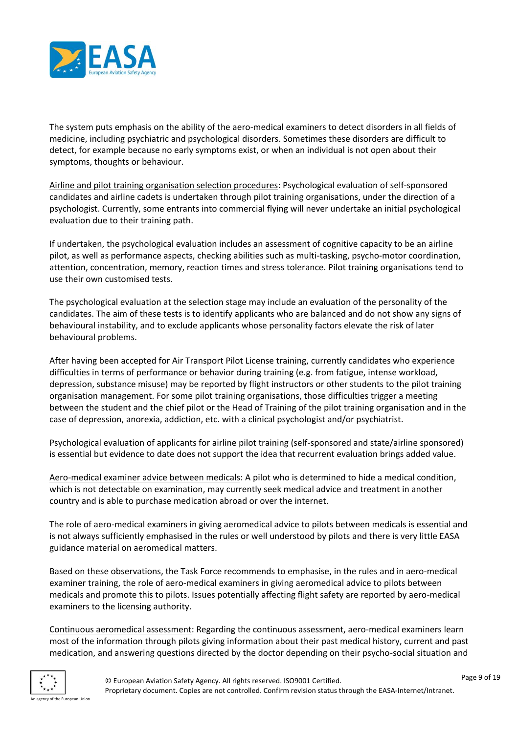The system puts emphasis on the ability of the aero-medical examiners to detect disorders in all fields of medicine, including psychiatric and psychological disorders. Sometimes these disorders are difficult to detect, for example because no early symptoms exist, or when an individual is not open about their symptoms, thoughts or behaviour.

Airline and pilot training organisation selection procedures: Psychological evaluation of self-sponsored candidates and airline cadets is undertaken through pilot training organisations, under the direction of a psychologist. Currently, some entrants into commercial flying will never undertake an initial psychological evaluation due to their training path.

If undertaken, the psychological evaluation includes an assessment of cognitive capacity to be an airline pilot, as well as performance aspects, checking abilities such as multi-tasking, psycho-motor coordination, attention, concentration, memory, reaction times and stress tolerance. Pilot training organisations tend to use their own customised tests.

The psychological evaluation at the selection stage may include an evaluation of the personality of the candidates. The aim of these tests is to identify applicants who are balanced and do not show any signs of behavioural instability, and to exclude applicants whose personality factors elevate the risk of later behavioural problems.

After having been accepted for Air Transport Pilot License training, currently candidates who experience difficulties in terms of performance or behavior during training (e.g. from fatigue, intense workload, depression, substance misuse) may be reported by flight instructors or other students to the pilot training organisation management. For some pilot training organisations, those difficulties trigger a meeting between the student and the chief pilot or the Head of Training of the pilot training organisation and in the case of depression, anorexia, addiction, etc. with a clinical psychologist and/or psychiatrist.

Psychological evaluation of applicants for airline pilot training (self-sponsored and state/airline sponsored) is essential but evidence to date does not support the idea that recurrent evaluation brings added value.

Aero-medical examiner advice between medicals: A pilot who is determined to hide a medical condition, which is not detectable on examination, may currently seek medical advice and treatment in another country and is able to purchase medication abroad or over the internet.

The role of aero-medical examiners in giving aeromedical advice to pilots between medicals is essential and is not always sufficiently emphasised in the rules or well understood by pilots and there is very little EASA guidance material on aeromedical matters.

Based on these observations, the Task Force recommends to emphasise, in the rules and in aero-medical examiner training, the role of aero-medical examiners in giving aeromedical advice to pilots between medicals and promote this to pilots. Issues potentially affecting flight safety are reported by aero-medical examiners to the licensing authority.

Continuous aeromedical assessment: Regarding the continuous assessment, aero-medical examiners learn most of the information through pilots giving information about their past medical history, current and past medication, and answering questions directed by the doctor depending on their psycho-social situation and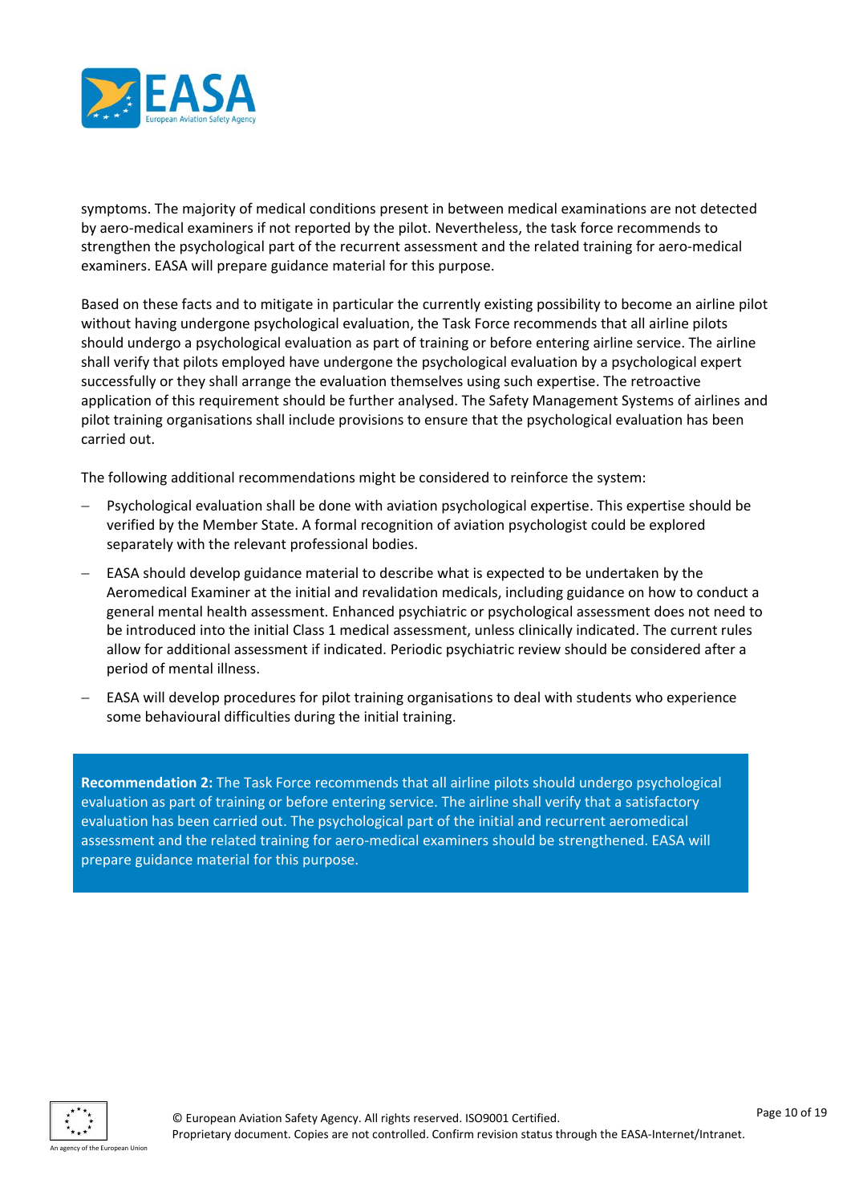symptoms. The majority of medical conditions present in between medical examinations are not detected by aero-medical examiners if not reported by the pilot. Nevertheless, the task force recommends to strengthen the psychological part of the recurrent assessment and the related training for aero-medical examiners. EASA will prepare guidance material for this purpose.

Based on these facts and to mitigate in particular the currently existing possibility to become an airline pilot without having undergone psychological evaluation, the Task Force recommends that all airline pilots should undergo a psychological evaluation as part of training or before entering airline service. The airline shall verify that pilots employed have undergone the psychological evaluation by a psychological expert successfully or they shall arrange the evaluation themselves using such expertise. The retroactive application of this requirement should be further analysed. The Safety Management Systems of airlines and pilot training organisations shall include provisions to ensure that the psychological evaluation has been carried out.

The following additional recommendations might be considered to reinforce the system:

- Psychological evaluation shall be done with aviation psychological expertise. This expertise should be verified by the Member State. A formal recognition of aviation psychologist could be explored separately with the relevant professional bodies.
- EASA should develop guidance material to describe what is expected to be undertaken by the Aeromedical Examiner at the initial and revalidation medicals, including guidance on how to conduct a general mental health assessment. Enhanced psychiatric or psychological assessment does not need to be introduced into the initial Class 1 medical assessment, unless clinically indicated. The current rules allow for additional assessment if indicated. Periodic psychiatric review should be considered after a period of mental illness.
- EASA will develop procedures for pilot training organisations to deal with students who experience some behavioural difficulties during the initial training.

**Recommendation 2:** The Task Force recommends that all airline pilots should undergo psychological evaluation as part of training or before entering service. The airline shall verify that a satisfactory evaluation has been carried out. The psychological part of the initial and recurrent aeromedical assessment and the related training for aero-medical examiners should be strengthened. EASA will prepare guidance material for this purpose.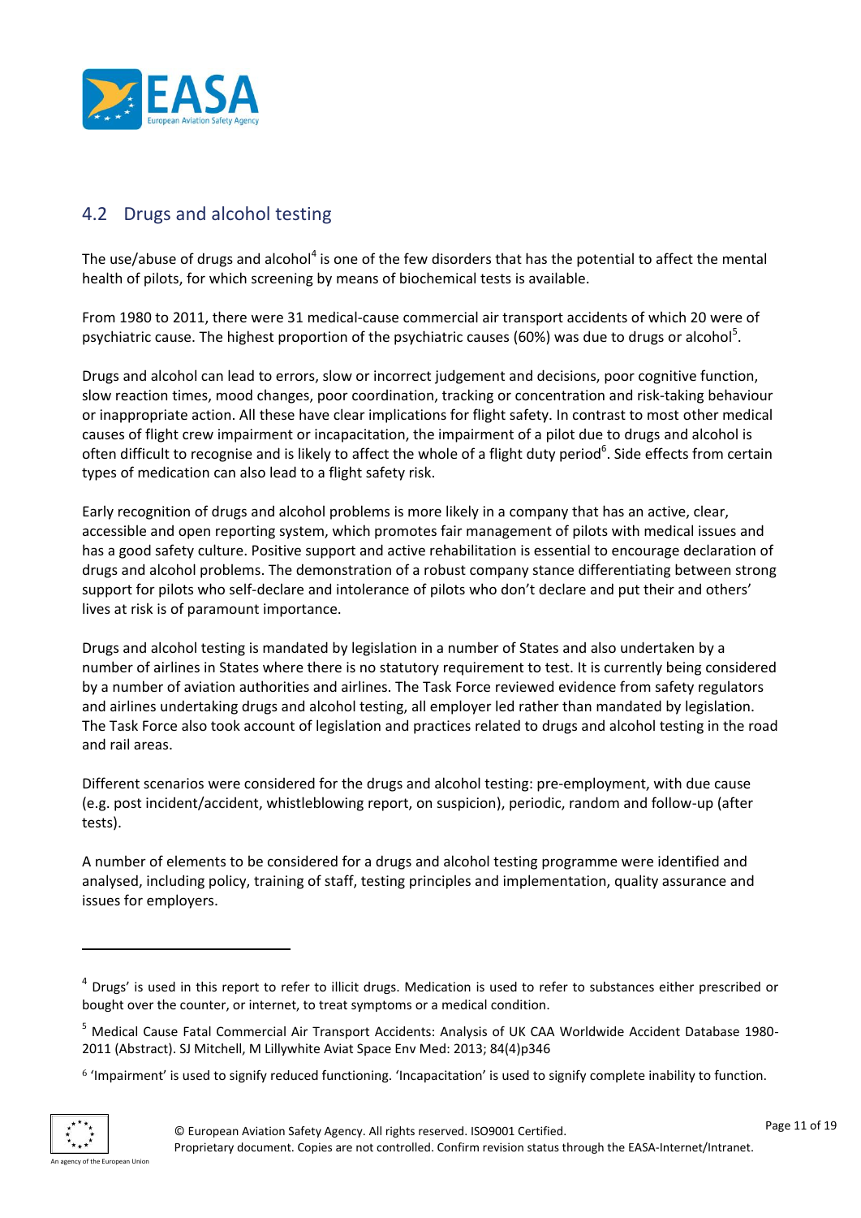## 4.2 Drugs and alcohol testing

The use/abuse of drugs and alcohol[4] is one of the few disorders that has the potential to affect the mental health of pilots, for which screening by means of biochemical tests is available.

From 1980 to 2011, there were 31 medical-cause commercial air transport accidents of which 20 were of psychiatric cause. The highest proportion of the psychiatric causes (60%) was due to drugs or alcohol[5].

Drugs and alcohol can lead to errors, slow or incorrect judgement and decisions, poor cognitive function, slow reaction times, mood changes, poor coordination, tracking or concentration and risk-taking behaviour or inappropriate action. All these have clear implications for flight safety. In contrast to most other medical causes of flight crew impairment or incapacitation, the impairment of a pilot due to drugs and alcohol is often difficult to recognise and is likely to affect the whole of a flight duty period[6]. Side effects from certain types of medication can also lead to a flight safety risk.

Early recognition of drugs and alcohol problems is more likely in a company that has an active, clear, accessible and open reporting system, which promotes fair management of pilots with medical issues and has a good safety culture. Positive support and active rehabilitation is essential to encourage declaration of drugs and alcohol problems. The demonstration of a robust company stance differentiating between strong support for pilots who self-declare and intolerance of pilots who don't declare and put their and others' lives at risk is of paramount importance.

Drugs and alcohol testing is mandated by legislation in a number of States and also undertaken by a number of airlines in States where there is no statutory requirement to test. It is currently being considered by a number of aviation authorities and airlines. The Task Force reviewed evidence from safety regulators and airlines undertaking drugs and alcohol testing, all employer led rather than mandated by legislation. The Task Force also took account of legislation and practices related to drugs and alcohol testing in the road and rail areas.

Different scenarios were considered for the drugs and alcohol testing: pre-employment, with due cause (e.g. post incident/accident, whistleblowing report, on suspicion), periodic, random and follow-up (after tests).

A number of elements to be considered for a drugs and alcohol testing programme were identified and analysed, including policy, training of staff, testing principles and implementation, quality assurance and issues for employers.

---

[4] Drugs' is used in this report to refer to illicit drugs. Medication is used to refer to substances either prescribed or bought over the counter, or internet, to treat symptoms or a medical condition.

[5] Medical Cause Fatal Commercial Air Transport Accidents: Analysis of UK CAA Worldwide Accident Database 1980-2011 (Abstract). SJ Mitchell, M Lillywhite Aviat Space Env Med: 2013; 84(4)p346

[6] 'Impairment' is used to signify reduced functioning. 'Incapacitation' is used to signify complete inability to function.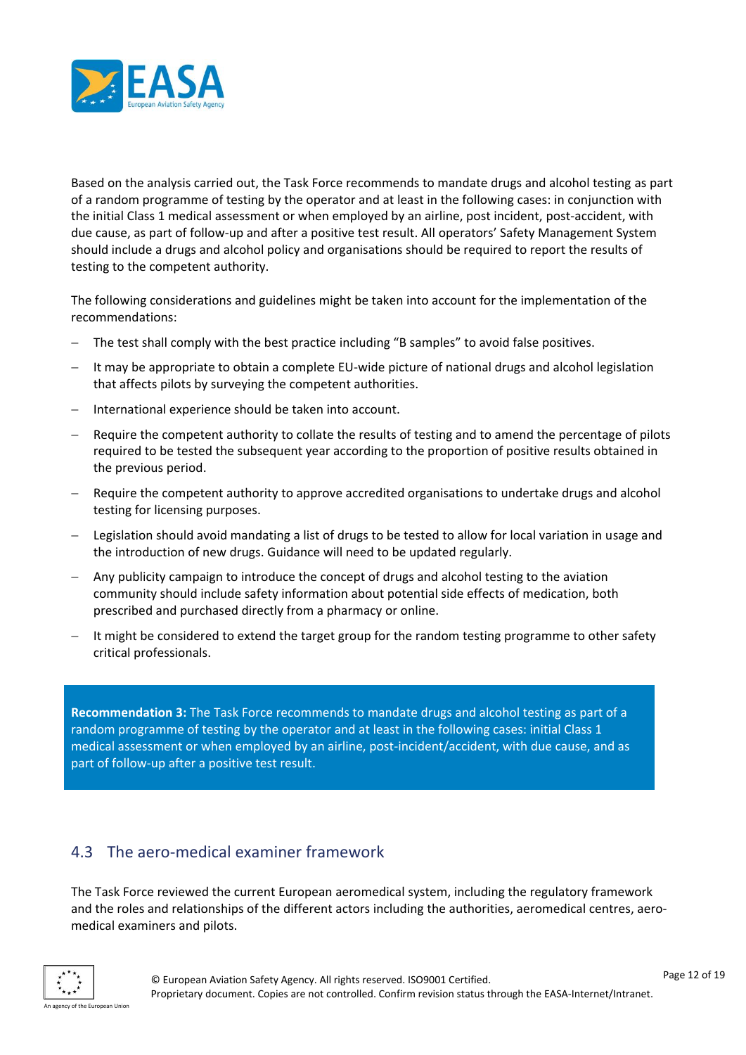Based on the analysis carried out, the Task Force recommends to mandate drugs and alcohol testing as part of a random programme of testing by the operator and at least in the following cases: in conjunction with the initial Class 1 medical assessment or when employed by an airline, post incident, post-accident, with due cause, as part of follow-up and after a positive test result. All operators' Safety Management System should include a drugs and alcohol policy and organisations should be required to report the results of testing to the competent authority.

The following considerations and guidelines might be taken into account for the implementation of the recommendations:

- The test shall comply with the best practice including "B samples" to avoid false positives.
- It may be appropriate to obtain a complete EU-wide picture of national drugs and alcohol legislation that affects pilots by surveying the competent authorities.
- International experience should be taken into account.
- Require the competent authority to collate the results of testing and to amend the percentage of pilots required to be tested the subsequent year according to the proportion of positive results obtained in the previous period.
- Require the competent authority to approve accredited organisations to undertake drugs and alcohol testing for licensing purposes.
- Legislation should avoid mandating a list of drugs to be tested to allow for local variation in usage and the introduction of new drugs. Guidance will need to be updated regularly.
- Any publicity campaign to introduce the concept of drugs and alcohol testing to the aviation community should include safety information about potential side effects of medication, both prescribed and purchased directly from a pharmacy or online.
- It might be considered to extend the target group for the random testing programme to other safety critical professionals.

> **Recommendation 3:** The Task Force recommends to mandate drugs and alcohol testing as part of a random programme of testing by the operator and at least in the following cases: initial Class 1 medical assessment or when employed by an airline, post-incident/accident, with due cause, and as part of follow-up after a positive test result.

## 4.3 The aero-medical examiner framework

The Task Force reviewed the current European aeromedical system, including the regulatory framework and the roles and relationships of the different actors including the authorities, aeromedical centres, aero-medical examiners and pilots.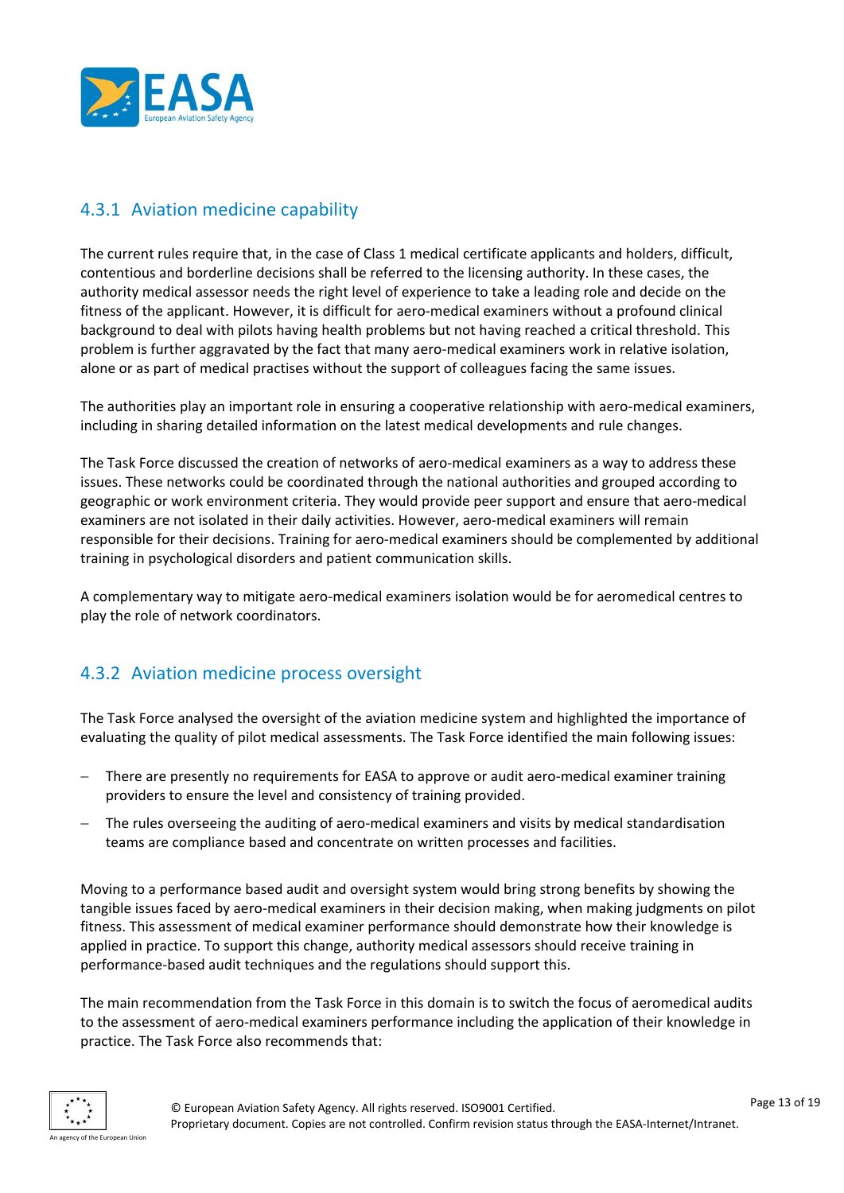### 4.3.1 Aviation medicine capability

The current rules require that, in the case of Class 1 medical certificate applicants and holders, difficult, contentious and borderline decisions shall be referred to the licensing authority. In these cases, the authority medical assessor needs the right level of experience to take a leading role and decide on the fitness of the applicant. However, it is difficult for aero-medical examiners without a profound clinical background to deal with pilots having health problems but not having reached a critical threshold. This problem is further aggravated by the fact that many aero-medical examiners work in relative isolation, alone or as part of medical practises without the support of colleagues facing the same issues.

The authorities play an important role in ensuring a cooperative relationship with aero-medical examiners, including in sharing detailed information on the latest medical developments and rule changes.

The Task Force discussed the creation of networks of aero-medical examiners as a way to address these issues. These networks could be coordinated through the national authorities and grouped according to geographic or work environment criteria. They would provide peer support and ensure that aero-medical examiners are not isolated in their daily activities. However, aero-medical examiners will remain responsible for their decisions. Training for aero-medical examiners should be complemented by additional training in psychological disorders and patient communication skills.

A complementary way to mitigate aero-medical examiners isolation would be for aeromedical centres to play the role of network coordinators.

### 4.3.2 Aviation medicine process oversight

The Task Force analysed the oversight of the aviation medicine system and highlighted the importance of evaluating the quality of pilot medical assessments. The Task Force identified the main following issues:

- There are presently no requirements for EASA to approve or audit aero-medical examiner training providers to ensure the level and consistency of training provided.
- The rules overseeing the auditing of aero-medical examiners and visits by medical standardisation teams are compliance based and concentrate on written processes and facilities.

Moving to a performance based audit and oversight system would bring strong benefits by showing the tangible issues faced by aero-medical examiners in their decision making, when making judgments on pilot fitness. This assessment of medical examiner performance should demonstrate how their knowledge is applied in practice. To support this change, authority medical assessors should receive training in performance-based audit techniques and the regulations should support this.

The main recommendation from the Task Force in this domain is to switch the focus of aeromedical audits to the assessment of aero-medical examiners performance including the application of their knowledge in practice. The Task Force also recommends that: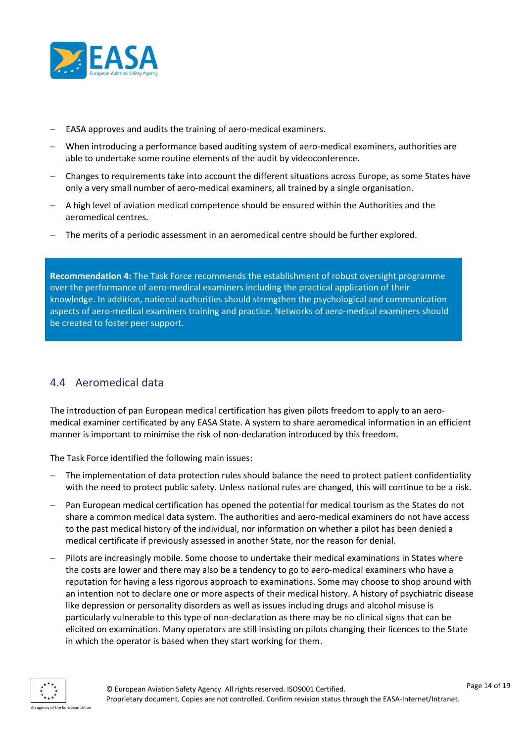- EASA approves and audits the training of aero-medical examiners.
- When introducing a performance based auditing system of aero-medical examiners, authorities are able to undertake some routine elements of the audit by videoconference.
- Changes to requirements take into account the different situations across Europe, as some States have only a very small number of aero-medical examiners, all trained by a single organisation.
- A high level of aviation medical competence should be ensured within the Authorities and the aeromedical centres.
- The merits of a periodic assessment in an aeromedical centre should be further explored.

> **Recommendation 4:** The Task Force recommends the establishment of robust oversight programme over the performance of aero-medical examiners including the practical application of their knowledge. In addition, national authorities should strengthen the psychological and communication aspects of aero-medical examiners training and practice. Networks of aero-medical examiners should be created to foster peer support.

## 4.4 Aeromedical data

The introduction of pan European medical certification has given pilots freedom to apply to an aero-medical examiner certificated by any EASA State. A system to share aeromedical information in an efficient manner is important to minimise the risk of non-declaration introduced by this freedom.

The Task Force identified the following main issues:

- The implementation of data protection rules should balance the need to protect patient confidentiality with the need to protect public safety. Unless national rules are changed, this will continue to be a risk.
- Pan European medical certification has opened the potential for medical tourism as the States do not share a common medical data system. The authorities and aero-medical examiners do not have access to the past medical history of the individual, nor information on whether a pilot has been denied a medical certificate if previously assessed in another State, nor the reason for denial.
- Pilots are increasingly mobile. Some choose to undertake their medical examinations in States where the costs are lower and there may also be a tendency to go to aero-medical examiners who have a reputation for having a less rigorous approach to examinations. Some may choose to shop around with an intention not to declare one or more aspects of their medical history. A history of psychiatric disease like depression or personality disorders as well as issues including drugs and alcohol misuse is particularly vulnerable to this type of non-declaration as there may be no clinical signs that can be elicited on examination. Many operators are still insisting on pilots changing their licences to the State in which the operator is based when they start working for them.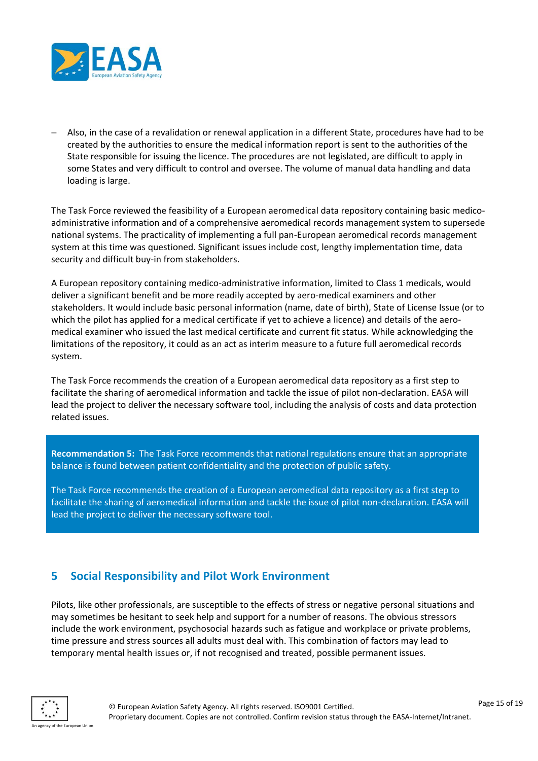- Also, in the case of a revalidation or renewal application in a different State, procedures have had to be created by the authorities to ensure the medical information report is sent to the authorities of the State responsible for issuing the licence. The procedures are not legislated, are difficult to apply in some States and very difficult to control and oversee. The volume of manual data handling and data loading is large.

The Task Force reviewed the feasibility of a European aeromedical data repository containing basic medico-administrative information and of a comprehensive aeromedical records management system to supersede national systems. The practicality of implementing a full pan-European aeromedical records management system at this time was questioned. Significant issues include cost, lengthy implementation time, data security and difficult buy-in from stakeholders.

A European repository containing medico-administrative information, limited to Class 1 medicals, would deliver a significant benefit and be more readily accepted by aero-medical examiners and other stakeholders. It would include basic personal information (name, date of birth), State of License Issue (or to which the pilot has applied for a medical certificate if yet to achieve a licence) and details of the aero-medical examiner who issued the last medical certificate and current fit status. While acknowledging the limitations of the repository, it could as an act as interim measure to a future full aeromedical records system.

The Task Force recommends the creation of a European aeromedical data repository as a first step to facilitate the sharing of aeromedical information and tackle the issue of pilot non-declaration. EASA will lead the project to deliver the necessary software tool, including the analysis of costs and data protection related issues.

**Recommendation 5:** The Task Force recommends that national regulations ensure that an appropriate balance is found between patient confidentiality and the protection of public safety.

The Task Force recommends the creation of a European aeromedical data repository as a first step to facilitate the sharing of aeromedical information and tackle the issue of pilot non-declaration. EASA will lead the project to deliver the necessary software tool.

## 5 Social Responsibility and Pilot Work Environment

Pilots, like other professionals, are susceptible to the effects of stress or negative personal situations and may sometimes be hesitant to seek help and support for a number of reasons. The obvious stressors include the work environment, psychosocial hazards such as fatigue and workplace or private problems, time pressure and stress sources all adults must deal with. This combination of factors may lead to temporary mental health issues or, if not recognised and treated, possible permanent issues.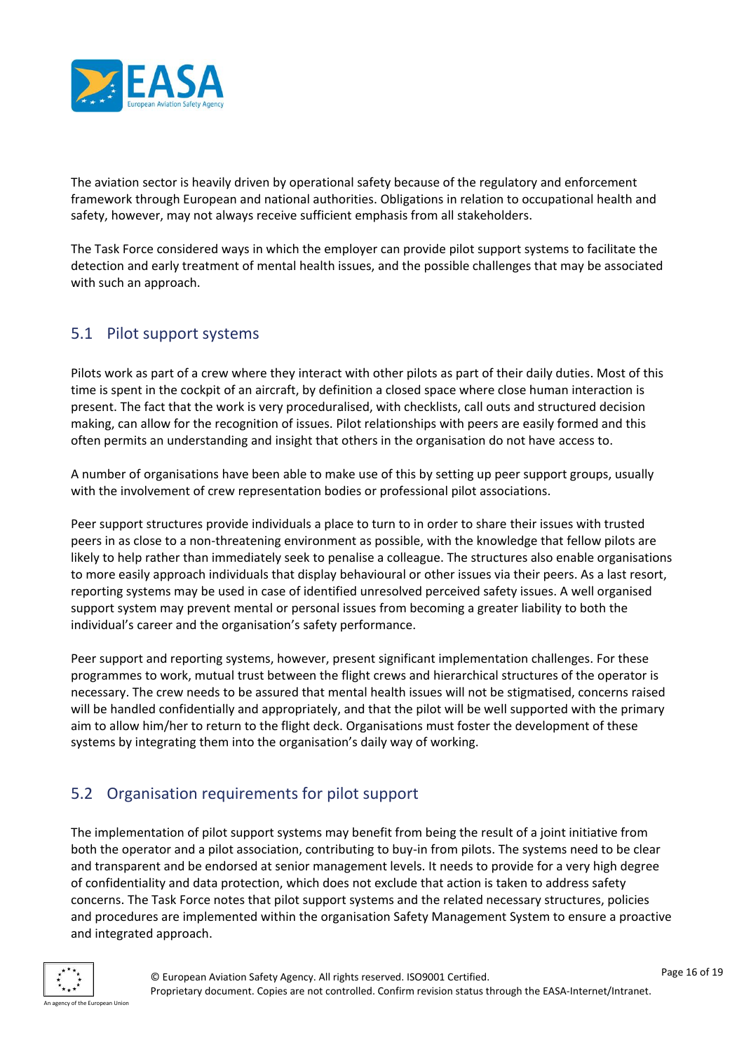The aviation sector is heavily driven by operational safety because of the regulatory and enforcement framework through European and national authorities. Obligations in relation to occupational health and safety, however, may not always receive sufficient emphasis from all stakeholders.

The Task Force considered ways in which the employer can provide pilot support systems to facilitate the detection and early treatment of mental health issues, and the possible challenges that may be associated with such an approach.

## 5.1 Pilot support systems

Pilots work as part of a crew where they interact with other pilots as part of their daily duties. Most of this time is spent in the cockpit of an aircraft, by definition a closed space where close human interaction is present. The fact that the work is very proceduralised, with checklists, call outs and structured decision making, can allow for the recognition of issues. Pilot relationships with peers are easily formed and this often permits an understanding and insight that others in the organisation do not have access to.

A number of organisations have been able to make use of this by setting up peer support groups, usually with the involvement of crew representation bodies or professional pilot associations.

Peer support structures provide individuals a place to turn to in order to share their issues with trusted peers in as close to a non-threatening environment as possible, with the knowledge that fellow pilots are likely to help rather than immediately seek to penalise a colleague. The structures also enable organisations to more easily approach individuals that display behavioural or other issues via their peers. As a last resort, reporting systems may be used in case of identified unresolved perceived safety issues. A well organised support system may prevent mental or personal issues from becoming a greater liability to both the individual's career and the organisation's safety performance.

Peer support and reporting systems, however, present significant implementation challenges. For these programmes to work, mutual trust between the flight crews and hierarchical structures of the operator is necessary. The crew needs to be assured that mental health issues will not be stigmatised, concerns raised will be handled confidentially and appropriately, and that the pilot will be well supported with the primary aim to allow him/her to return to the flight deck. Organisations must foster the development of these systems by integrating them into the organisation's daily way of working.

## 5.2 Organisation requirements for pilot support

The implementation of pilot support systems may benefit from being the result of a joint initiative from both the operator and a pilot association, contributing to buy-in from pilots. The systems need to be clear and transparent and be endorsed at senior management levels. It needs to provide for a very high degree of confidentiality and data protection, which does not exclude that action is taken to address safety concerns. The Task Force notes that pilot support systems and the related necessary structures, policies and procedures are implemented within the organisation Safety Management System to ensure a proactive and integrated approach.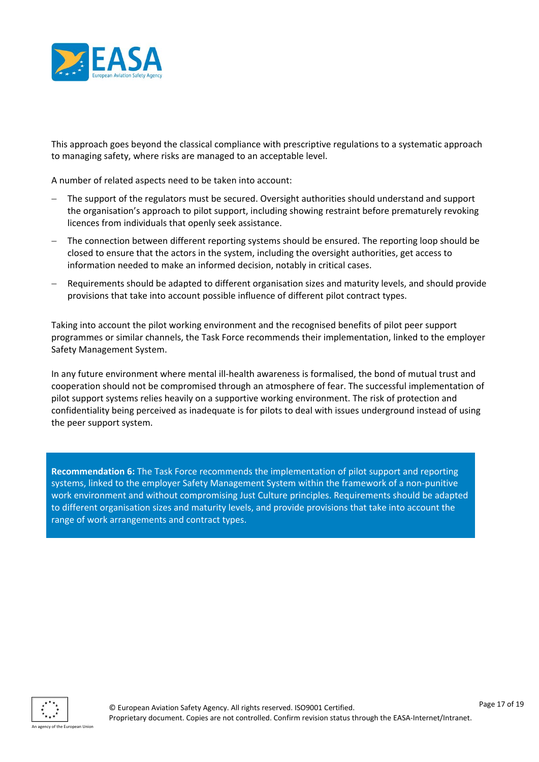This approach goes beyond the classical compliance with prescriptive regulations to a systematic approach to managing safety, where risks are managed to an acceptable level.

A number of related aspects need to be taken into account:

- The support of the regulators must be secured. Oversight authorities should understand and support the organisation's approach to pilot support, including showing restraint before prematurely revoking licences from individuals that openly seek assistance.
- The connection between different reporting systems should be ensured. The reporting loop should be closed to ensure that the actors in the system, including the oversight authorities, get access to information needed to make an informed decision, notably in critical cases.
- Requirements should be adapted to different organisation sizes and maturity levels, and should provide provisions that take into account possible influence of different pilot contract types.

Taking into account the pilot working environment and the recognised benefits of pilot peer support programmes or similar channels, the Task Force recommends their implementation, linked to the employer Safety Management System.

In any future environment where mental ill-health awareness is formalised, the bond of mutual trust and cooperation should not be compromised through an atmosphere of fear. The successful implementation of pilot support systems relies heavily on a supportive working environment. The risk of protection and confidentiality being perceived as inadequate is for pilots to deal with issues underground instead of using the peer support system.

> **Recommendation 6:** The Task Force recommends the implementation of pilot support and reporting systems, linked to the employer Safety Management System within the framework of a non-punitive work environment and without compromising Just Culture principles. Requirements should be adapted to different organisation sizes and maturity levels, and provide provisions that take into account the range of work arrangements and contract types.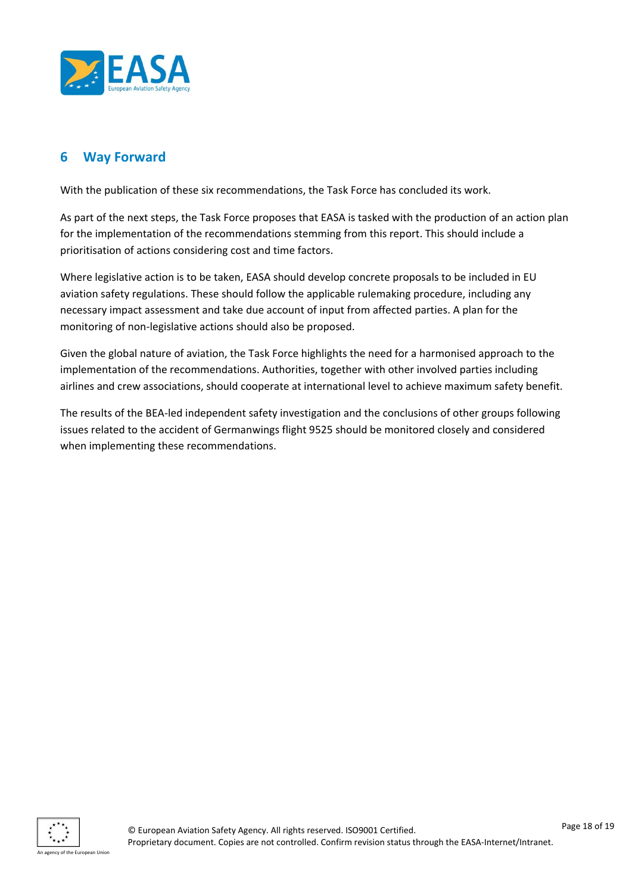# 6 Way Forward

With the publication of these six recommendations, the Task Force has concluded its work.

As part of the next steps, the Task Force proposes that EASA is tasked with the production of an action plan for the implementation of the recommendations stemming from this report. This should include a prioritisation of actions considering cost and time factors.

Where legislative action is to be taken, EASA should develop concrete proposals to be included in EU aviation safety regulations. These should follow the applicable rulemaking procedure, including any necessary impact assessment and take due account of input from affected parties. A plan for the monitoring of non-legislative actions should also be proposed.

Given the global nature of aviation, the Task Force highlights the need for a harmonised approach to the implementation of the recommendations. Authorities, together with other involved parties including airlines and crew associations, should cooperate at international level to achieve maximum safety benefit.

The results of the BEA-led independent safety investigation and the conclusions of other groups following issues related to the accident of Germanwings flight 9525 should be monitored closely and considered when implementing these recommendations.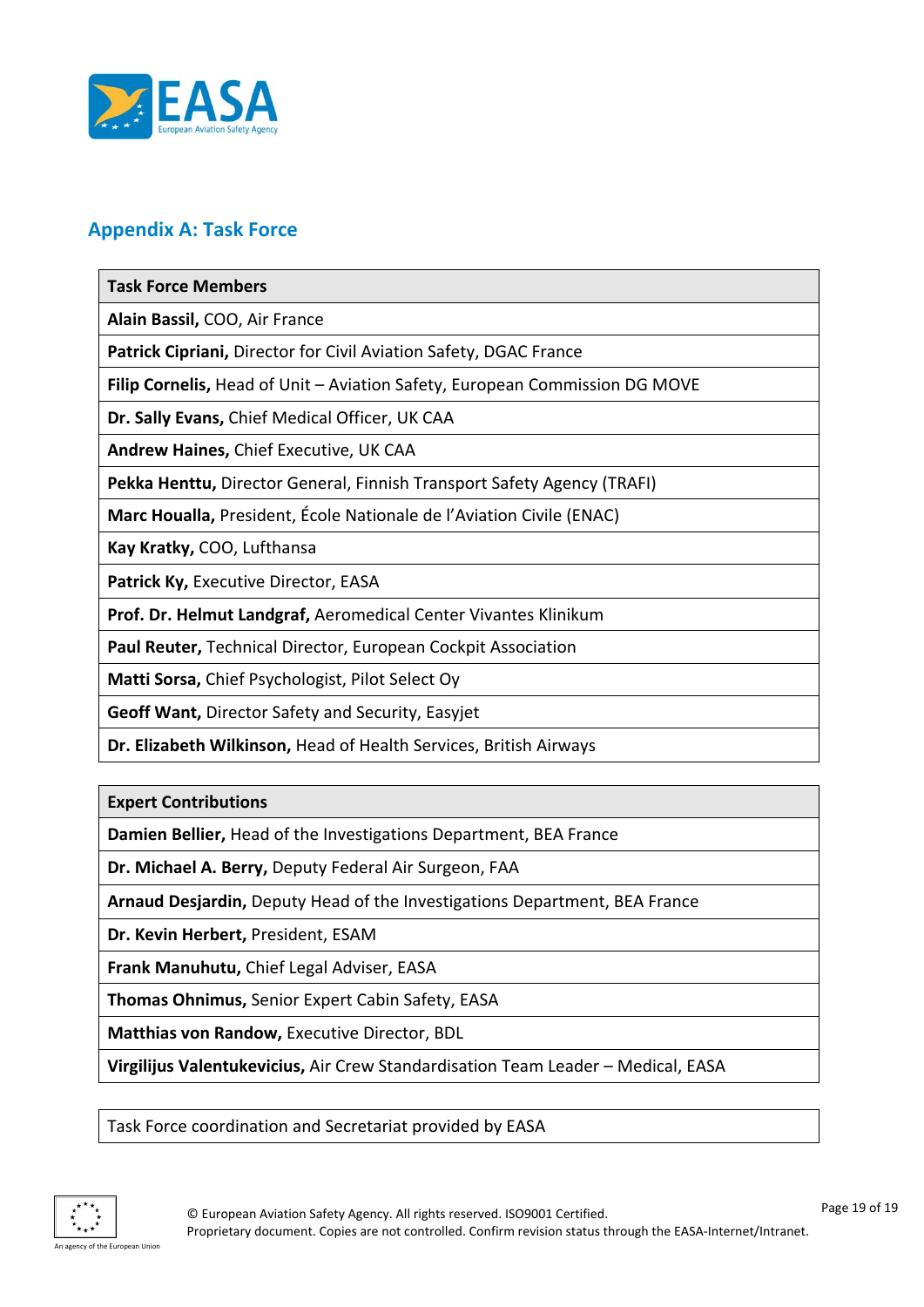## Appendix A: Task Force

| Task Force Members |
|---|
| **Alain Bassil,** COO, Air France |
| **Patrick Cipriani,** Director for Civil Aviation Safety, DGAC France |
| **Filip Cornelis,** Head of Unit – Aviation Safety, European Commission DG MOVE |
| **Dr. Sally Evans,** Chief Medical Officer, UK CAA |
| **Andrew Haines,** Chief Executive, UK CAA |
| **Pekka Henttu,** Director General, Finnish Transport Safety Agency (TRAFI) |
| **Marc Houalla,** President, École Nationale de l'Aviation Civile (ENAC) |
| **Kay Kratky,** COO, Lufthansa |
| **Patrick Ky,** Executive Director, EASA |
| **Prof. Dr. Helmut Landgraf,** Aeromedical Center Vivantes Klinikum |
| **Paul Reuter,** Technical Director, European Cockpit Association |
| **Matti Sorsa,** Chief Psychologist, Pilot Select Oy |
| **Geoff Want,** Director Safety and Security, Easyjet |
| **Dr. Elizabeth Wilkinson,** Head of Health Services, British Airways |

| Expert Contributions |
|---|
| **Damien Bellier,** Head of the Investigations Department, BEA France |
| **Dr. Michael A. Berry,** Deputy Federal Air Surgeon, FAA |
| **Arnaud Desjardin,** Deputy Head of the Investigations Department, BEA France |
| **Dr. Kevin Herbert,** President, ESAM |
| **Frank Manuhutu,** Chief Legal Adviser, EASA |
| **Thomas Ohnimus,** Senior Expert Cabin Safety, EASA |
| **Matthias von Randow,** Executive Director, BDL |
| **Virgilijus Valentukevicius,** Air Crew Standardisation Team Leader – Medical, EASA |

Task Force coordination and Secretariat provided by EASA